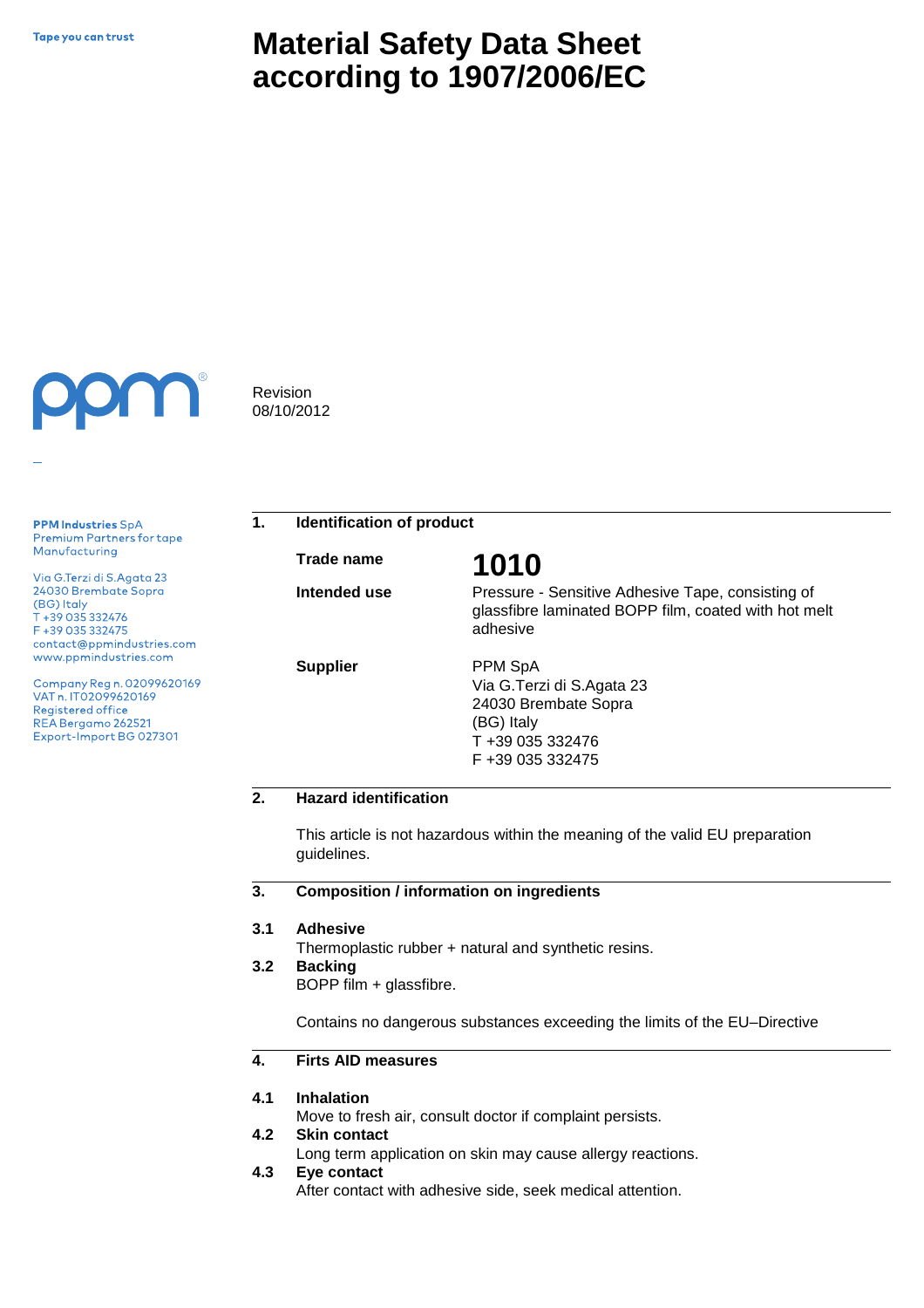Tape you can trust

# Material Safety Data Sheet according to 1907/2006/EC

Revision
08/10/2012

**PPM Industries** SpA
Premium Partners for tape
Manufacturing

Via G.Terzi di S.Agata 23
24030 Brembate Sopra
(BG) Italy
T +39 035 332476
F +39 035 332475
contact@ppmindustries.com
www.ppmindustries.com

Company Reg n. 02099620169
VAT n. IT02099620169
Registered office
REA Bergamo 262521
Export-Import BG 027301

## 1. Identification of product

**Trade name** **1010**

**Intended use** Pressure - Sensitive Adhesive Tape, consisting of glassfibre laminated BOPP film, coated with hot melt adhesive

**Supplier** PPM SpA
Via G.Terzi di S.Agata 23
24030 Brembate Sopra
(BG) Italy
T +39 035 332476
F +39 035 332475

## 2. Hazard identification

This article is not hazardous within the meaning of the valid EU preparation guidelines.

## 3. Composition / information on ingredients

**3.1 Adhesive**
Thermoplastic rubber + natural and synthetic resins.

**3.2 Backing**
BOPP film + glassfibre.

Contains no dangerous substances exceeding the limits of the EU–Directive

## 4. Firts AID measures

**4.1 Inhalation**
Move to fresh air, consult doctor if complaint persists.

**4.2 Skin contact**
Long term application on skin may cause allergy reactions.

**4.3 Eye contact**
After contact with adhesive side, seek medical attention.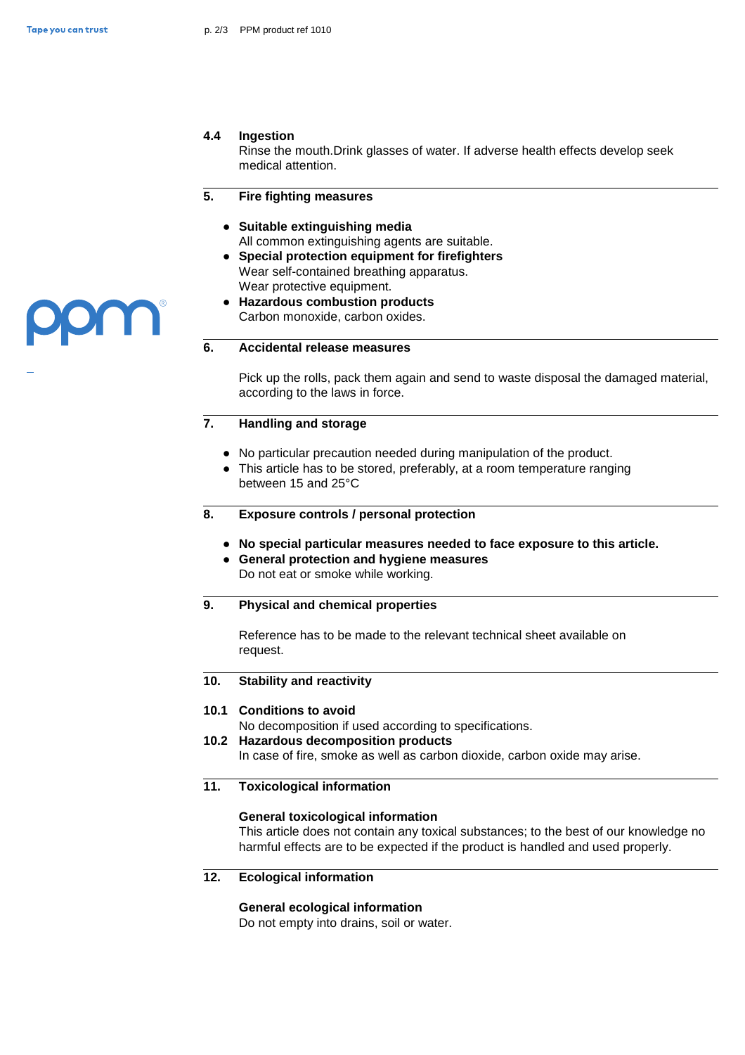### 4.4 Ingestion

Rinse the mouth.Drink glasses of water. If adverse health effects develop seek medical attention.

## 5. Fire fighting measures

- **Suitable extinguishing media**
  All common extinguishing agents are suitable.
- **Special protection equipment for firefighters**
  Wear self-contained breathing apparatus.
  Wear protective equipment.
- **Hazardous combustion products**
  Carbon monoxide, carbon oxides.

## 6. Accidental release measures

Pick up the rolls, pack them again and send to waste disposal the damaged material, according to the laws in force.

## 7. Handling and storage

- No particular precaution needed during manipulation of the product.
- This article has to be stored, preferably, at a room temperature ranging between 15 and 25°C

## 8. Exposure controls / personal protection

- **No special particular measures needed to face exposure to this article.**
- **General protection and hygiene measures**
  Do not eat or smoke while working.

## 9. Physical and chemical properties

Reference has to be made to the relevant technical sheet available on request.

## 10. Stability and reactivity

### 10.1 Conditions to avoid

No decomposition if used according to specifications.

### 10.2 Hazardous decomposition products

In case of fire, smoke as well as carbon dioxide, carbon oxide may arise.

## 11. Toxicological information

**General toxicological information**

This article does not contain any toxical substances; to the best of our knowledge no harmful effects are to be expected if the product is handled and used properly.

## 12. Ecological information

**General ecological information**

Do not empty into drains, soil or water.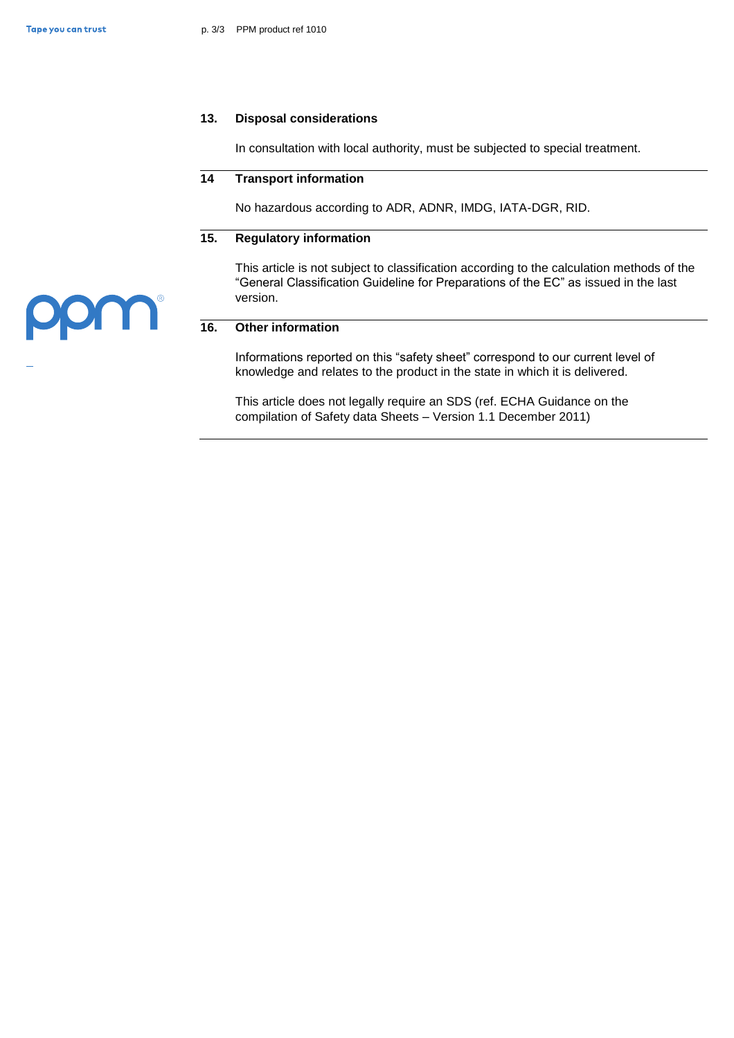## 13. Disposal considerations

In consultation with local authority, must be subjected to special treatment.

## 14 Transport information

No hazardous according to ADR, ADNR, IMDG, IATA-DGR, RID.

## 15. Regulatory information

This article is not subject to classification according to the calculation methods of the “General Classification Guideline for Preparations of the EC” as issued in the last version.

## 16. Other information

Informations reported on this “safety sheet” correspond to our current level of knowledge and relates to the product in the state in which it is delivered.

This article does not legally require an SDS (ref. ECHA Guidance on the compilation of Safety data Sheets – Version 1.1 December 2011)